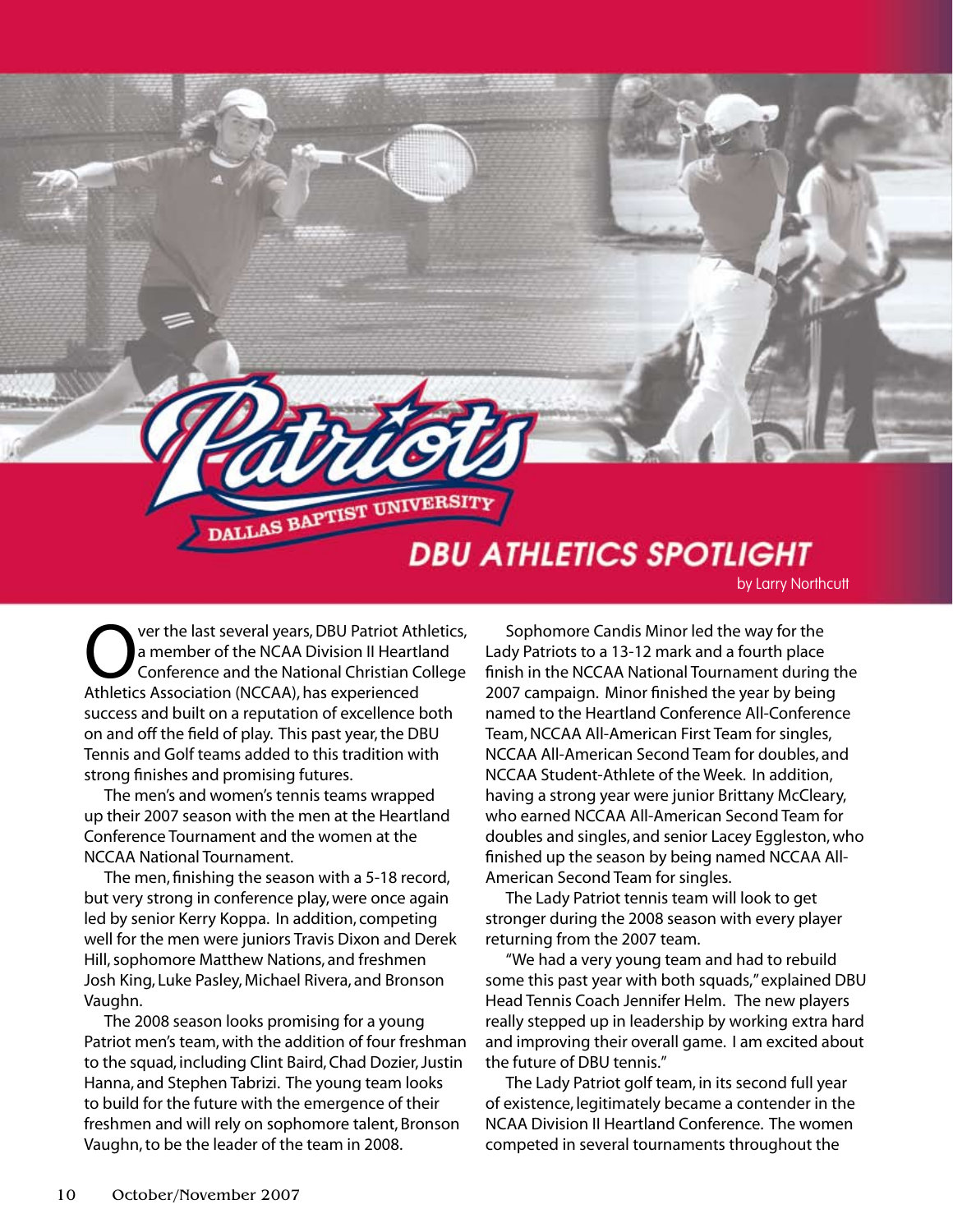# DBU ATHLETICS SPOTLIGHT

by Larry Northcutt

Over the last several years, DBU Patriot Athletics, a member of the NCAA Division II Heartland Conference and the National Christian College Athletics Association (NCCAA), has experienced success and built on a reputation of excellence both on and off the field of play. This past year, the DBU Tennis and Golf teams added to this tradition with strong finishes and promising futures.

The men's and women's tennis teams wrapped up their 2007 season with the men at the Heartland Conference Tournament and the women at the NCCAA National Tournament.

The men, finishing the season with a 5-18 record, but very strong in conference play, were once again led by senior Kerry Koppa. In addition, competing well for the men were juniors Travis Dixon and Derek Hill, sophomore Matthew Nations, and freshmen Josh King, Luke Pasley, Michael Rivera, and Bronson Vaughn.

The 2008 season looks promising for a young Patriot men's team, with the addition of four freshman to the squad, including Clint Baird, Chad Dozier, Justin Hanna, and Stephen Tabrizi. The young team looks to build for the future with the emergence of their freshmen and will rely on sophomore talent, Bronson Vaughn, to be the leader of the team in 2008.

Sophomore Candis Minor led the way for the Lady Patriots to a 13-12 mark and a fourth place finish in the NCCAA National Tournament during the 2007 campaign. Minor finished the year by being named to the Heartland Conference All-Conference Team, NCCAA All-American First Team for singles, NCCAA All-American Second Team for doubles, and NCCAA Student-Athlete of the Week. In addition, having a strong year were junior Brittany McCleary, who earned NCCAA All-American Second Team for doubles and singles, and senior Lacey Eggleston, who finished up the season by being named NCCAA All-American Second Team for singles.

The Lady Patriot tennis team will look to get stronger during the 2008 season with every player returning from the 2007 team.

"We had a very young team and had to rebuild some this past year with both squads," explained DBU Head Tennis Coach Jennifer Helm. The new players really stepped up in leadership by working extra hard and improving their overall game. I am excited about the future of DBU tennis."

The Lady Patriot golf team, in its second full year of existence, legitimately became a contender in the NCAA Division II Heartland Conference. The women competed in several tournaments throughout the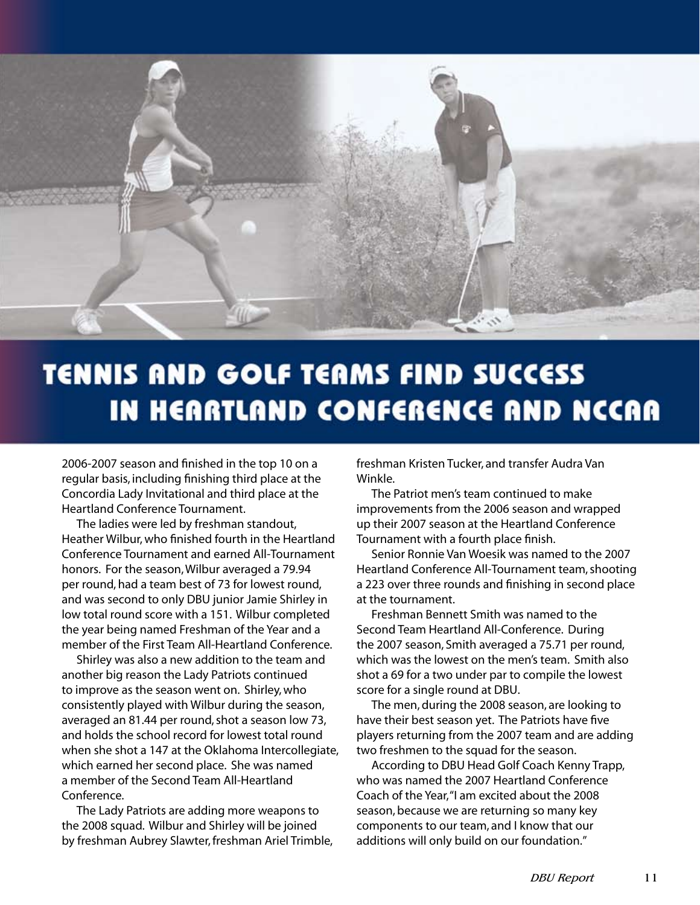# TENNIS AND GOLF TEAMS FIND SUCCESS IN HEARTLAND CONFERENCE AND NCCAA

2006-2007 season and finished in the top 10 on a regular basis, including finishing third place at the Concordia Lady Invitational and third place at the Heartland Conference Tournament.

The ladies were led by freshman standout, Heather Wilbur, who finished fourth in the Heartland Conference Tournament and earned All-Tournament honors. For the season, Wilbur averaged a 79.94 per round, had a team best of 73 for lowest round, and was second to only DBU junior Jamie Shirley in low total round score with a 151. Wilbur completed the year being named Freshman of the Year and a member of the First Team All-Heartland Conference.

Shirley was also a new addition to the team and another big reason the Lady Patriots continued to improve as the season went on. Shirley, who consistently played with Wilbur during the season, averaged an 81.44 per round, shot a season low 73, and holds the school record for lowest total round when she shot a 147 at the Oklahoma Intercollegiate, which earned her second place. She was named a member of the Second Team All-Heartland Conference.

The Lady Patriots are adding more weapons to the 2008 squad. Wilbur and Shirley will be joined by freshman Aubrey Slawter, freshman Ariel Trimble, freshman Kristen Tucker, and transfer Audra Van Winkle.

The Patriot men's team continued to make improvements from the 2006 season and wrapped up their 2007 season at the Heartland Conference Tournament with a fourth place finish.

Senior Ronnie Van Woesik was named to the 2007 Heartland Conference All-Tournament team, shooting a 223 over three rounds and finishing in second place at the tournament.

Freshman Bennett Smith was named to the Second Team Heartland All-Conference. During the 2007 season, Smith averaged a 75.71 per round, which was the lowest on the men's team. Smith also shot a 69 for a two under par to compile the lowest score for a single round at DBU.

The men, during the 2008 season, are looking to have their best season yet. The Patriots have five players returning from the 2007 team and are adding two freshmen to the squad for the season.

According to DBU Head Golf Coach Kenny Trapp, who was named the 2007 Heartland Conference Coach of the Year, "I am excited about the 2008 season, because we are returning so many key components to our team, and I know that our additions will only build on our foundation."